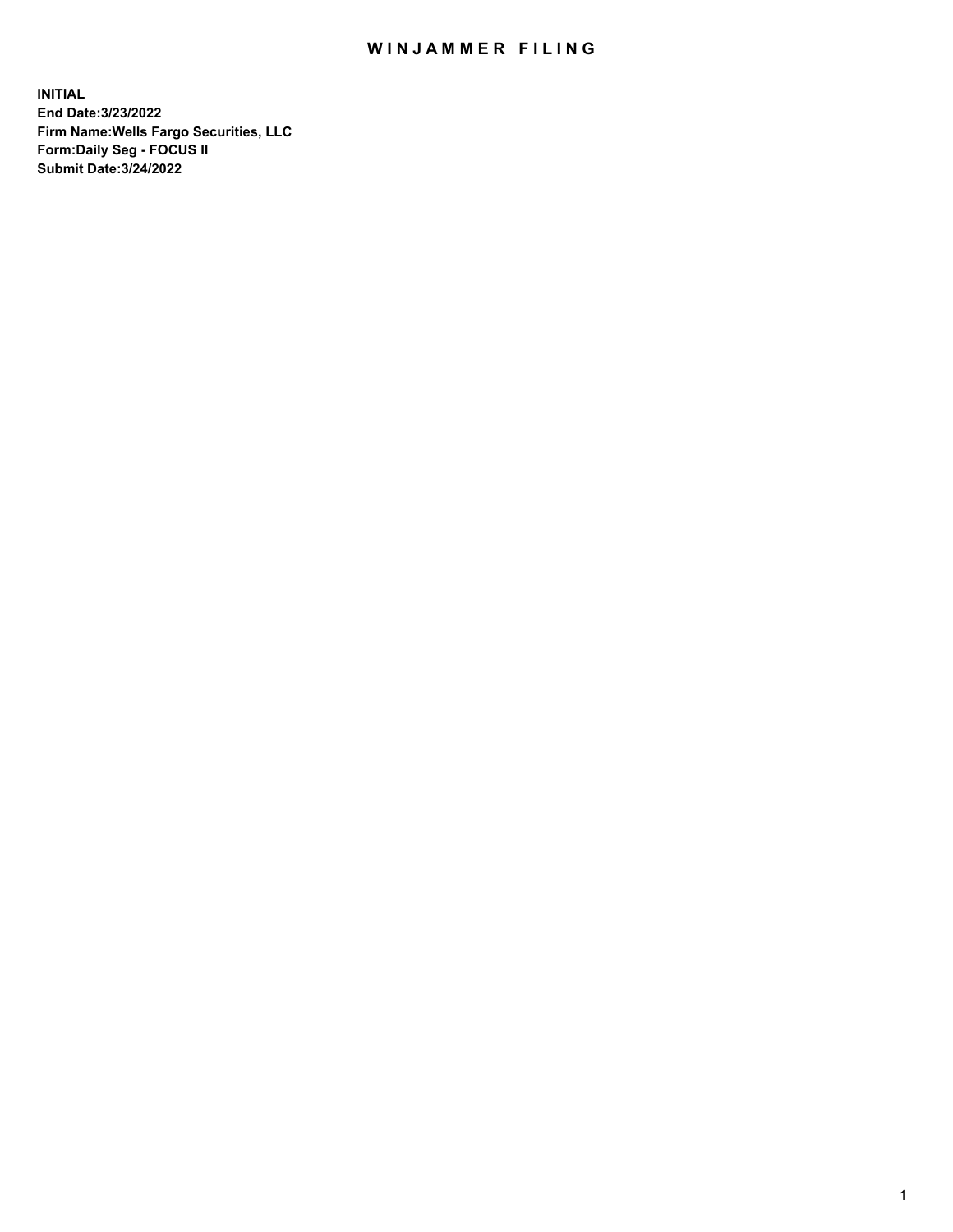# WINJAMMER FILING

**INITIAL**
**End Date:3/23/2022**
**Firm Name:Wells Fargo Securities, LLC**
**Form:Daily Seg - FOCUS II**
**Submit Date:3/24/2022**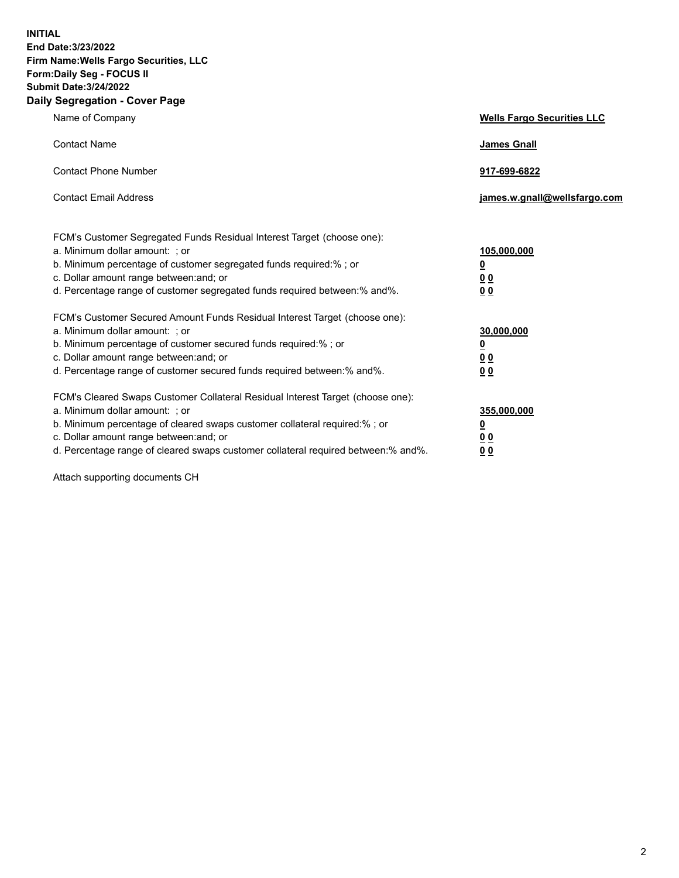**INITIAL**
**End Date:3/23/2022**
**Firm Name:Wells Fargo Securities, LLC**
**Form:Daily Seg - FOCUS II**
**Submit Date:3/24/2022**

## Daily Segregation - Cover Page

| | |
|---|---|
| Name of Company | **Wells Fargo Securities LLC** |
| Contact Name | **James Gnall** |
| Contact Phone Number | **917-699-6822** |
| Contact Email Address | **james.w.gnall@wellsfargo.com** |

| | |
|---|---|
| FCM's Customer Segregated Funds Residual Interest Target (choose one): | |
| a. Minimum dollar amount: ; or | **105,000,000** |
| b. Minimum percentage of customer segregated funds required:% ; or | **0** |
| c. Dollar amount range between:and; or | **0 0** |
| d. Percentage range of customer segregated funds required between:% and%. | **0 0** |
| FCM's Customer Secured Amount Funds Residual Interest Target (choose one): | |
| a. Minimum dollar amount: ; or | **30,000,000** |
| b. Minimum percentage of customer secured funds required:% ; or | **0** |
| c. Dollar amount range between:and; or | **0 0** |
| d. Percentage range of customer secured funds required between:% and%. | **0 0** |
| FCM's Cleared Swaps Customer Collateral Residual Interest Target (choose one): | |
| a. Minimum dollar amount: ; or | **355,000,000** |
| b. Minimum percentage of cleared swaps customer collateral required:% ; or | **0** |
| c. Dollar amount range between:and; or | **0 0** |
| d. Percentage range of cleared swaps customer collateral required between:% and%. | **0 0** |

Attach supporting documents CH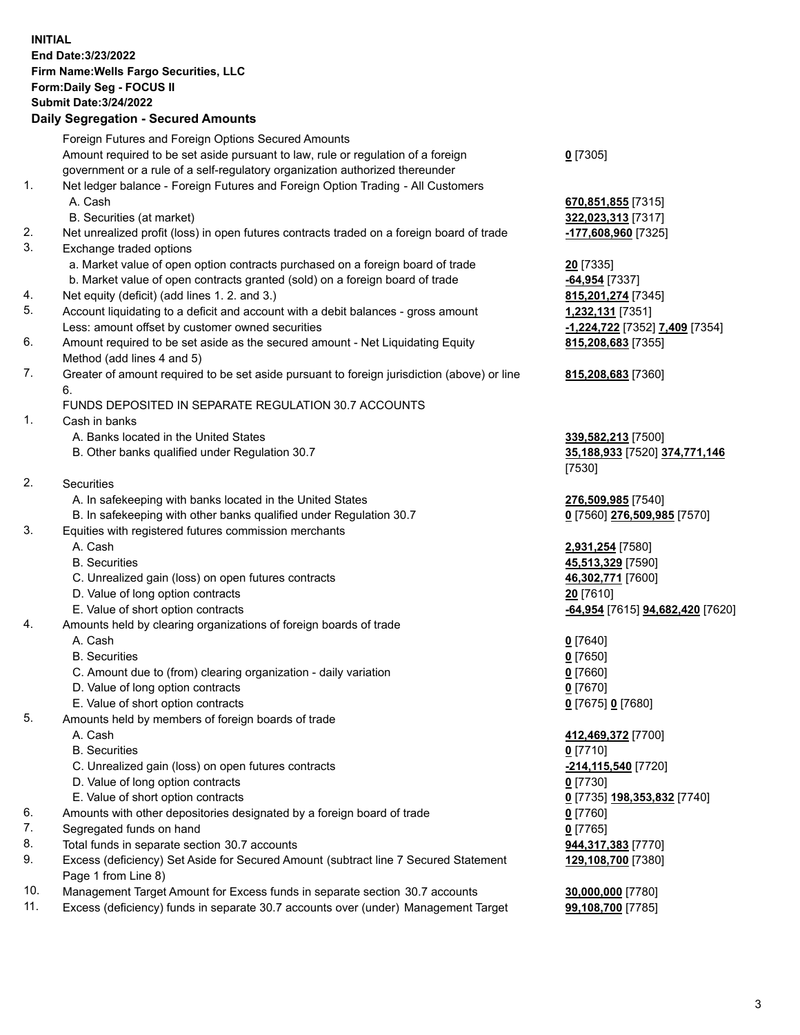**INITIAL**
**End Date:3/23/2022**
**Firm Name:Wells Fargo Securities, LLC**
**Form:Daily Seg - FOCUS II**
**Submit Date:3/24/2022**

## Daily Segregation - Secured Amounts

| | | |
|---|---|---|
| | Foreign Futures and Foreign Options Secured Amounts | |
| | Amount required to be set aside pursuant to law, rule or regulation of a foreign government or a rule of a self-regulatory organization authorized thereunder | **0** [7305] |
| 1. | Net ledger balance - Foreign Futures and Foreign Option Trading - All Customers | |
| | A. Cash | **670,851,855** [7315] |
| | B. Securities (at market) | **322,023,313** [7317] |
| 2. | Net unrealized profit (loss) in open futures contracts traded on a foreign board of trade | **-177,608,960** [7325] |
| 3. | Exchange traded options | |
| | a. Market value of open option contracts purchased on a foreign board of trade | **20** [7335] |
| | b. Market value of open contracts granted (sold) on a foreign board of trade | **-64,954** [7337] |
| 4. | Net equity (deficit) (add lines 1. 2. and 3.) | **815,201,274** [7345] |
| 5. | Account liquidating to a deficit and account with a debit balances - gross amount | **1,232,131** [7351] |
| | Less: amount offset by customer owned securities | **-1,224,722** [7352] **7,409** [7354] |
| 6. | Amount required to be set aside as the secured amount - Net Liquidating Equity Method (add lines 4 and 5) | **815,208,683** [7355] |
| 7. | Greater of amount required to be set aside pursuant to foreign jurisdiction (above) or line 6. | **815,208,683** [7360] |
| | FUNDS DEPOSITED IN SEPARATE REGULATION 30.7 ACCOUNTS | |
| 1. | Cash in banks | |
| | A. Banks located in the United States | **339,582,213** [7500] |
| | B. Other banks qualified under Regulation 30.7 | **35,188,933** [7520] **374,771,146** [7530] |
| 2. | Securities | |
| | A. In safekeeping with banks located in the United States | **276,509,985** [7540] |
| | B. In safekeeping with other banks qualified under Regulation 30.7 | **0** [7560] **276,509,985** [7570] |
| 3. | Equities with registered futures commission merchants | |
| | A. Cash | **2,931,254** [7580] |
| | B. Securities | **45,513,329** [7590] |
| | C. Unrealized gain (loss) on open futures contracts | **46,302,771** [7600] |
| | D. Value of long option contracts | **20** [7610] |
| | E. Value of short option contracts | **-64,954** [7615] **94,682,420** [7620] |
| 4. | Amounts held by clearing organizations of foreign boards of trade | |
| | A. Cash | **0** [7640] |
| | B. Securities | **0** [7650] |
| | C. Amount due to (from) clearing organization - daily variation | **0** [7660] |
| | D. Value of long option contracts | **0** [7670] |
| | E. Value of short option contracts | **0** [7675] **0** [7680] |
| 5. | Amounts held by members of foreign boards of trade | |
| | A. Cash | **412,469,372** [7700] |
| | B. Securities | **0** [7710] |
| | C. Unrealized gain (loss) on open futures contracts | **-214,115,540** [7720] |
| | D. Value of long option contracts | **0** [7730] |
| | E. Value of short option contracts | **0** [7735] **198,353,832** [7740] |
| 6. | Amounts with other depositories designated by a foreign board of trade | **0** [7760] |
| 7. | Segregated funds on hand | **0** [7765] |
| 8. | Total funds in separate section 30.7 accounts | **944,317,383** [7770] |
| 9. | Excess (deficiency) Set Aside for Secured Amount (subtract line 7 Secured Statement Page 1 from Line 8) | **129,108,700** [7380] |
| 10. | Management Target Amount for Excess funds in separate section 30.7 accounts | **30,000,000** [7780] |
| 11. | Excess (deficiency) funds in separate 30.7 accounts over (under) Management Target | **99,108,700** [7785] |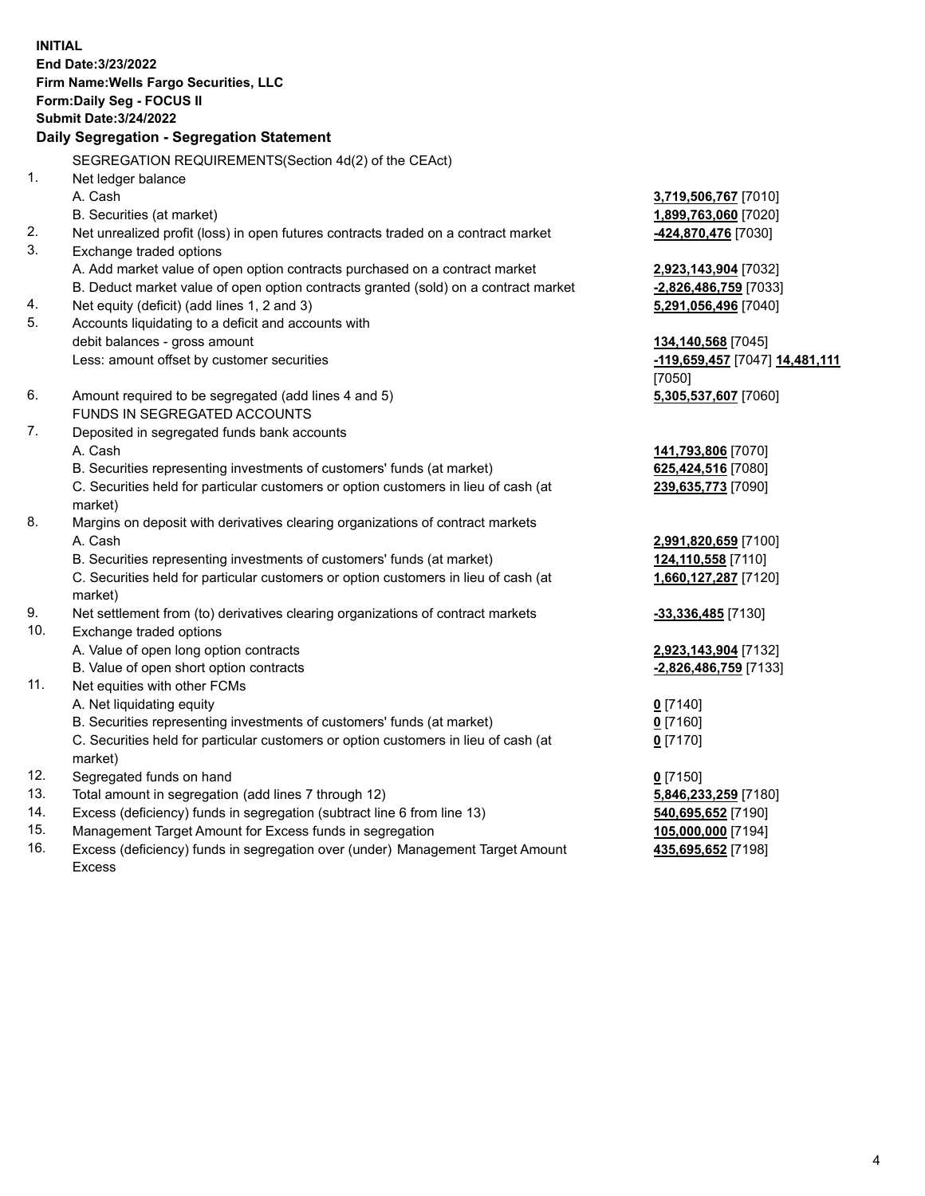**INITIAL**
**End Date:3/23/2022**
**Firm Name:Wells Fargo Securities, LLC**
**Form:Daily Seg - FOCUS II**
**Submit Date:3/24/2022**

## Daily Segregation - Segregation Statement

SEGREGATION REQUIREMENTS(Section 4d(2) of the CEAct)

| | | |
|---|---|---|
| 1. | Net ledger balance | |
| | A. Cash | **3,719,506,767** [7010] |
| | B. Securities (at market) | **1,899,763,060** [7020] |
| 2. | Net unrealized profit (loss) in open futures contracts traded on a contract market | **-424,870,476** [7030] |
| 3. | Exchange traded options | |
| | A. Add market value of open option contracts purchased on a contract market | **2,923,143,904** [7032] |
| | B. Deduct market value of open option contracts granted (sold) on a contract market | **-2,826,486,759** [7033] |
| 4. | Net equity (deficit) (add lines 1, 2 and 3) | **5,291,056,496** [7040] |
| 5. | Accounts liquidating to a deficit and accounts with debit balances - gross amount | **134,140,568** [7045] |
| | Less: amount offset by customer securities | **-119,659,457** [7047] **14,481,111** [7050] |
| 6. | Amount required to be segregated (add lines 4 and 5) | **5,305,537,607** [7060] |
| | FUNDS IN SEGREGATED ACCOUNTS | |
| 7. | Deposited in segregated funds bank accounts | |
| | A. Cash | **141,793,806** [7070] |
| | B. Securities representing investments of customers' funds (at market) | **625,424,516** [7080] |
| | C. Securities held for particular customers or option customers in lieu of cash (at market) | **239,635,773** [7090] |
| 8. | Margins on deposit with derivatives clearing organizations of contract markets | |
| | A. Cash | **2,991,820,659** [7100] |
| | B. Securities representing investments of customers' funds (at market) | **124,110,558** [7110] |
| | C. Securities held for particular customers or option customers in lieu of cash (at market) | **1,660,127,287** [7120] |
| 9. | Net settlement from (to) derivatives clearing organizations of contract markets | **-33,336,485** [7130] |
| 10. | Exchange traded options | |
| | A. Value of open long option contracts | **2,923,143,904** [7132] |
| | B. Value of open short option contracts | **-2,826,486,759** [7133] |
| 11. | Net equities with other FCMs | |
| | A. Net liquidating equity | **0** [7140] |
| | B. Securities representing investments of customers' funds (at market) | **0** [7160] |
| | C. Securities held for particular customers or option customers in lieu of cash (at market) | **0** [7170] |
| 12. | Segregated funds on hand | **0** [7150] |
| 13. | Total amount in segregation (add lines 7 through 12) | **5,846,233,259** [7180] |
| 14. | Excess (deficiency) funds in segregation (subtract line 6 from line 13) | **540,695,652** [7190] |
| 15. | Management Target Amount for Excess funds in segregation | **105,000,000** [7194] |
| 16. | Excess (deficiency) funds in segregation over (under) Management Target Amount Excess | **435,695,652** [7198] |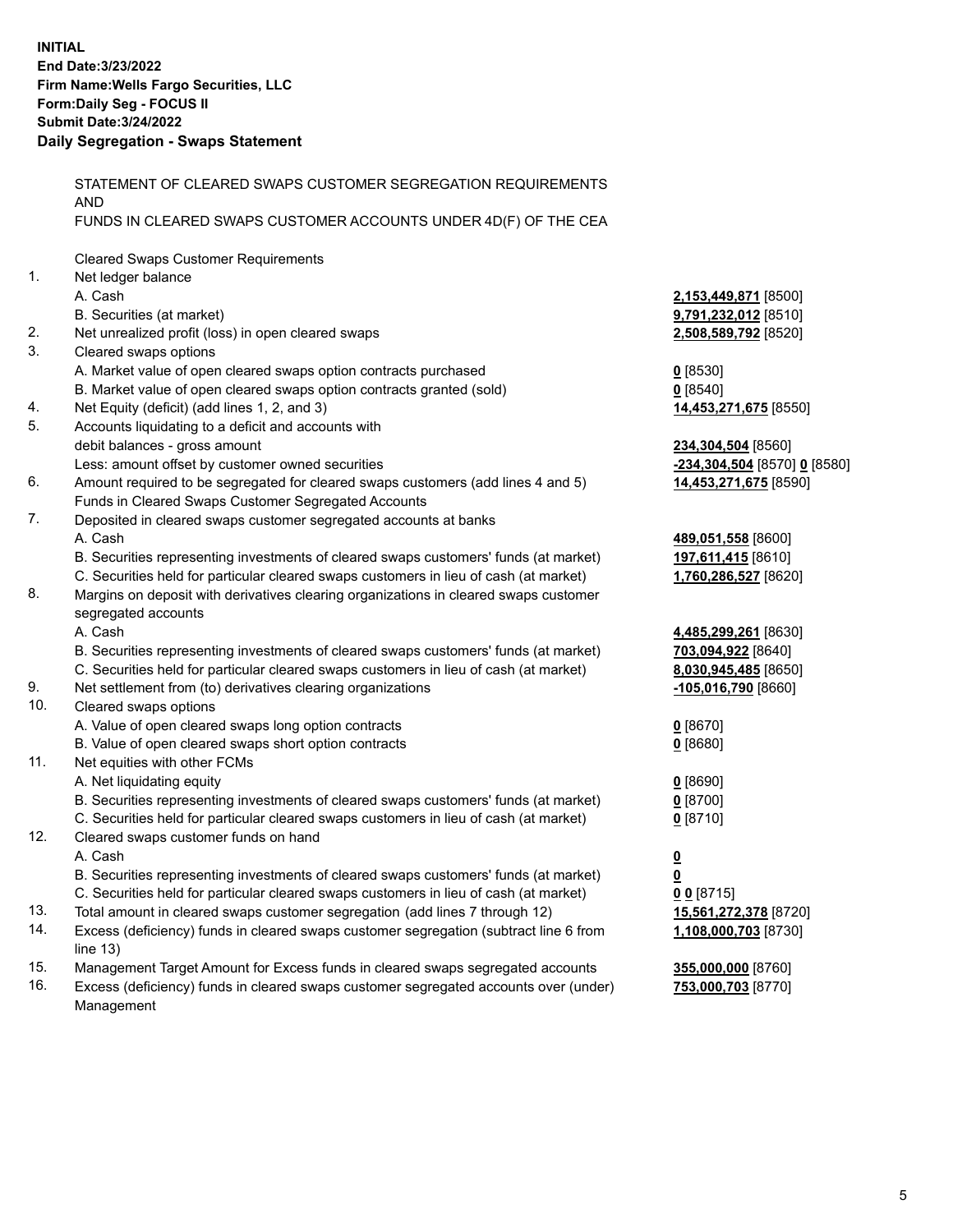**INITIAL**
**End Date:3/23/2022**
**Firm Name:Wells Fargo Securities, LLC**
**Form:Daily Seg - FOCUS II**
**Submit Date:3/24/2022**
**Daily Segregation - Swaps Statement**

STATEMENT OF CLEARED SWAPS CUSTOMER SEGREGATION REQUIREMENTS AND
FUNDS IN CLEARED SWAPS CUSTOMER ACCOUNTS UNDER 4D(F) OF THE CEA

| | | |
|---|---|---|
| | Cleared Swaps Customer Requirements | |
| 1. | Net ledger balance | |
| | A. Cash | **2,153,449,871** [8500] |
| | B. Securities (at market) | **9,791,232,012** [8510] |
| 2. | Net unrealized profit (loss) in open cleared swaps | **2,508,589,792** [8520] |
| 3. | Cleared swaps options | |
| | A. Market value of open cleared swaps option contracts purchased | **0** [8530] |
| | B. Market value of open cleared swaps option contracts granted (sold) | **0** [8540] |
| 4. | Net Equity (deficit) (add lines 1, 2, and 3) | **14,453,271,675** [8550] |
| 5. | Accounts liquidating to a deficit and accounts with debit balances - gross amount | **234,304,504** [8560] |
| | Less: amount offset by customer owned securities | **-234,304,504** [8570] **0** [8580] |
| 6. | Amount required to be segregated for cleared swaps customers (add lines 4 and 5) | **14,453,271,675** [8590] |
| | Funds in Cleared Swaps Customer Segregated Accounts | |
| 7. | Deposited in cleared swaps customer segregated accounts at banks | |
| | A. Cash | **489,051,558** [8600] |
| | B. Securities representing investments of cleared swaps customers' funds (at market) | **197,611,415** [8610] |
| | C. Securities held for particular cleared swaps customers in lieu of cash (at market) | **1,760,286,527** [8620] |
| 8. | Margins on deposit with derivatives clearing organizations in cleared swaps customer segregated accounts | |
| | A. Cash | **4,485,299,261** [8630] |
| | B. Securities representing investments of cleared swaps customers' funds (at market) | **703,094,922** [8640] |
| | C. Securities held for particular cleared swaps customers in lieu of cash (at market) | **8,030,945,485** [8650] |
| 9. | Net settlement from (to) derivatives clearing organizations | **-105,016,790** [8660] |
| 10. | Cleared swaps options | |
| | A. Value of open cleared swaps long option contracts | **0** [8670] |
| | B. Value of open cleared swaps short option contracts | **0** [8680] |
| 11. | Net equities with other FCMs | |
| | A. Net liquidating equity | **0** [8690] |
| | B. Securities representing investments of cleared swaps customers' funds (at market) | **0** [8700] |
| | C. Securities held for particular cleared swaps customers in lieu of cash (at market) | **0** [8710] |
| 12. | Cleared swaps customer funds on hand | |
| | A. Cash | **0** |
| | B. Securities representing investments of cleared swaps customers' funds (at market) | **0** |
| | C. Securities held for particular cleared swaps customers in lieu of cash (at market) | **0** **0** [8715] |
| 13. | Total amount in cleared swaps customer segregation (add lines 7 through 12) | **15,561,272,378** [8720] |
| 14. | Excess (deficiency) funds in cleared swaps customer segregation (subtract line 6 from line 13) | **1,108,000,703** [8730] |
| 15. | Management Target Amount for Excess funds in cleared swaps segregated accounts | **355,000,000** [8760] |
| 16. | Excess (deficiency) funds in cleared swaps customer segregated accounts over (under) Management | **753,000,703** [8770] |